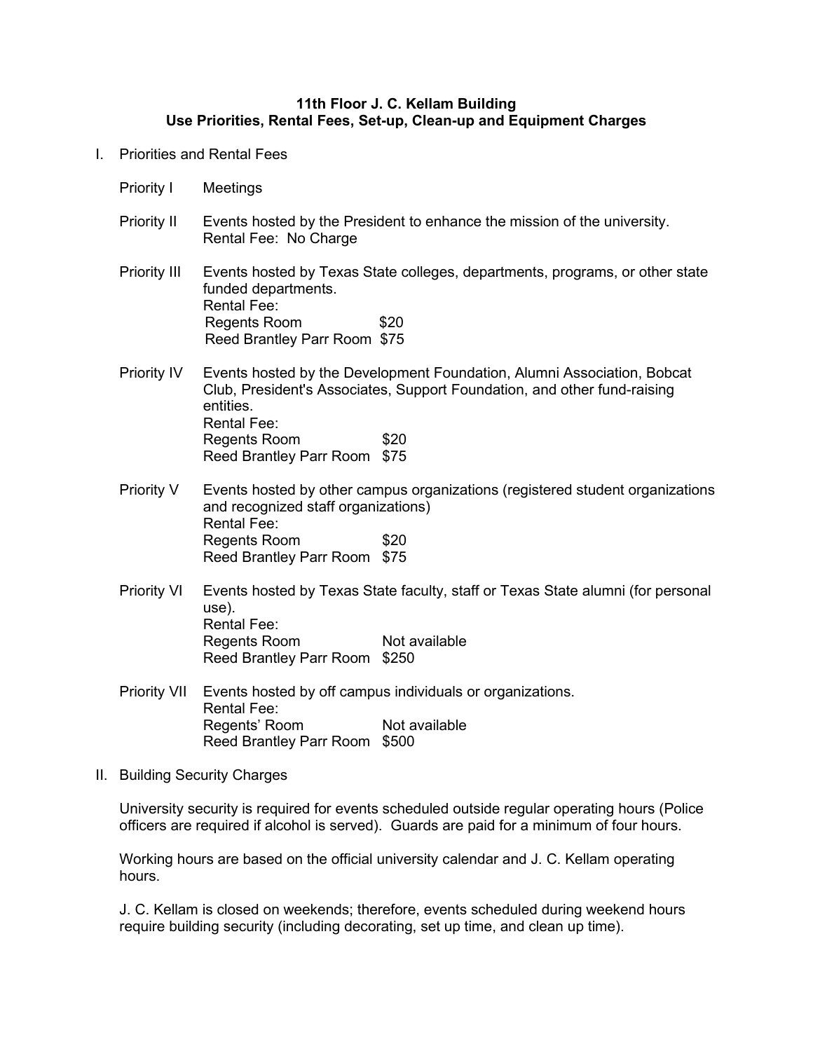**11th Floor J. C. Kellam Building**
**Use Priorities, Rental Fees, Set-up, Clean-up and Equipment Charges**

I. Priorities and Rental Fees

Priority I — Meetings

Priority II — Events hosted by the President to enhance the mission of the university.
Rental Fee: No Charge

Priority III — Events hosted by Texas State colleges, departments, programs, or other state funded departments.
Rental Fee:
Regents Room $20
Reed Brantley Parr Room $75

Priority IV — Events hosted by the Development Foundation, Alumni Association, Bobcat Club, President's Associates, Support Foundation, and other fund-raising entities.
Rental Fee:
Regents Room $20
Reed Brantley Parr Room $75

Priority V — Events hosted by other campus organizations (registered student organizations and recognized staff organizations)
Rental Fee:
Regents Room $20
Reed Brantley Parr Room $75

Priority VI — Events hosted by Texas State faculty, staff or Texas State alumni (for personal use).
Rental Fee:
Regents Room Not available
Reed Brantley Parr Room $250

Priority VII — Events hosted by off campus individuals or organizations.
Rental Fee:
Regents' Room Not available
Reed Brantley Parr Room $500

II. Building Security Charges

University security is required for events scheduled outside regular operating hours (Police officers are required if alcohol is served). Guards are paid for a minimum of four hours.

Working hours are based on the official university calendar and J. C. Kellam operating hours.

J. C. Kellam is closed on weekends; therefore, events scheduled during weekend hours require building security (including decorating, set up time, and clean up time).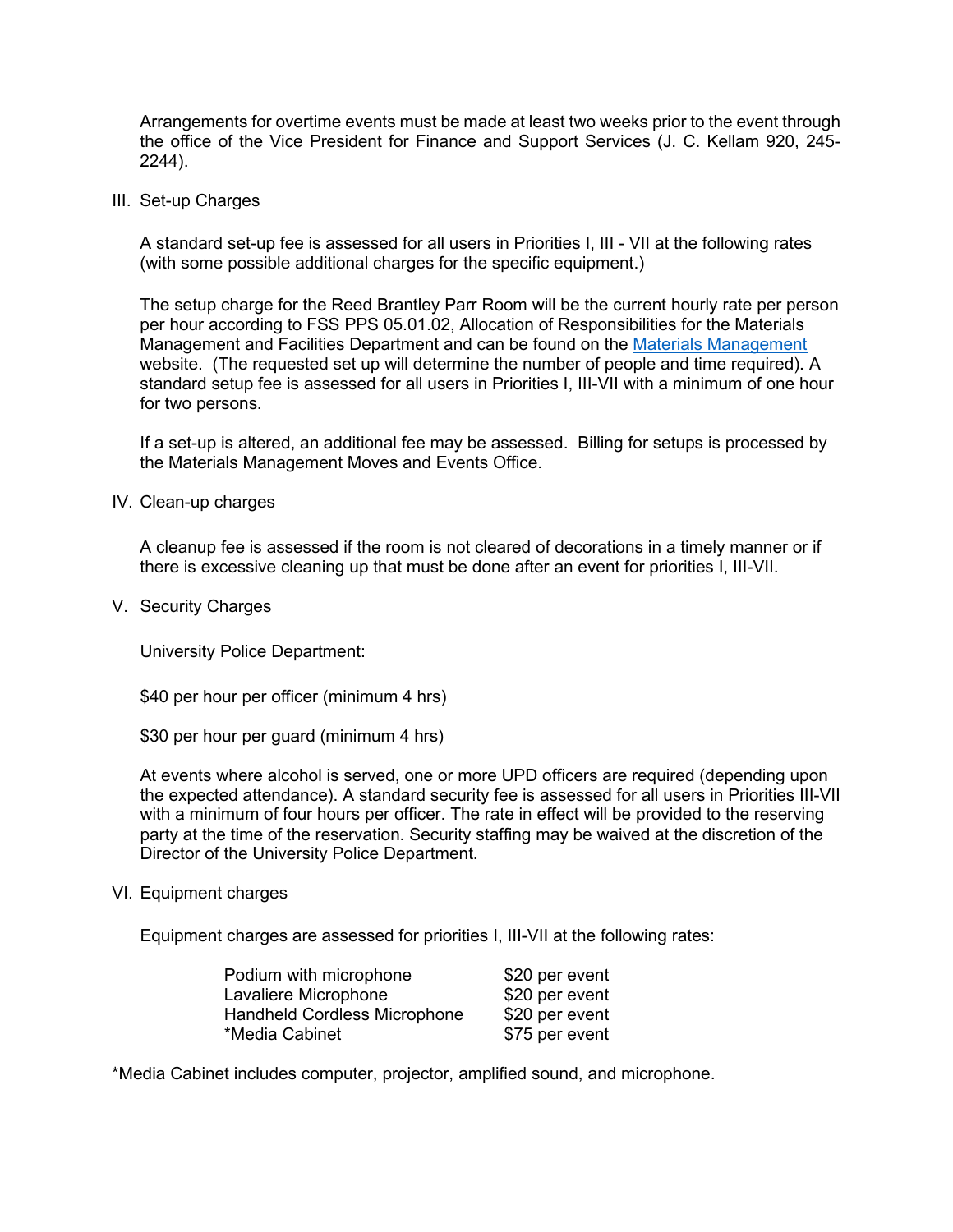Arrangements for overtime events must be made at least two weeks prior to the event through the office of the Vice President for Finance and Support Services (J. C. Kellam 920, 245-2244).

III. Set-up Charges

A standard set-up fee is assessed for all users in Priorities I, III - VII at the following rates (with some possible additional charges for the specific equipment.)

The setup charge for the Reed Brantley Parr Room will be the current hourly rate per person per hour according to FSS PPS 05.01.02, Allocation of Responsibilities for the Materials Management and Facilities Department and can be found on the [Materials Management](#) website. (The requested set up will determine the number of people and time required). A standard setup fee is assessed for all users in Priorities I, III-VII with a minimum of one hour for two persons.

If a set-up is altered, an additional fee may be assessed. Billing for setups is processed by the Materials Management Moves and Events Office.

IV. Clean-up charges

A cleanup fee is assessed if the room is not cleared of decorations in a timely manner or if there is excessive cleaning up that must be done after an event for priorities I, III-VII.

V. Security Charges

University Police Department:

$40 per hour per officer (minimum 4 hrs)

$30 per hour per guard (minimum 4 hrs)

At events where alcohol is served, one or more UPD officers are required (depending upon the expected attendance). A standard security fee is assessed for all users in Priorities III-VII with a minimum of four hours per officer. The rate in effect will be provided to the reserving party at the time of the reservation. Security staffing may be waived at the discretion of the Director of the University Police Department.

VI. Equipment charges

Equipment charges are assessed for priorities I, III-VII at the following rates:

| | |
|---|---|
| Podium with microphone | $20 per event |
| Lavaliere Microphone | $20 per event |
| Handheld Cordless Microphone | $20 per event |
| *Media Cabinet | $75 per event |

*Media Cabinet includes computer, projector, amplified sound, and microphone.